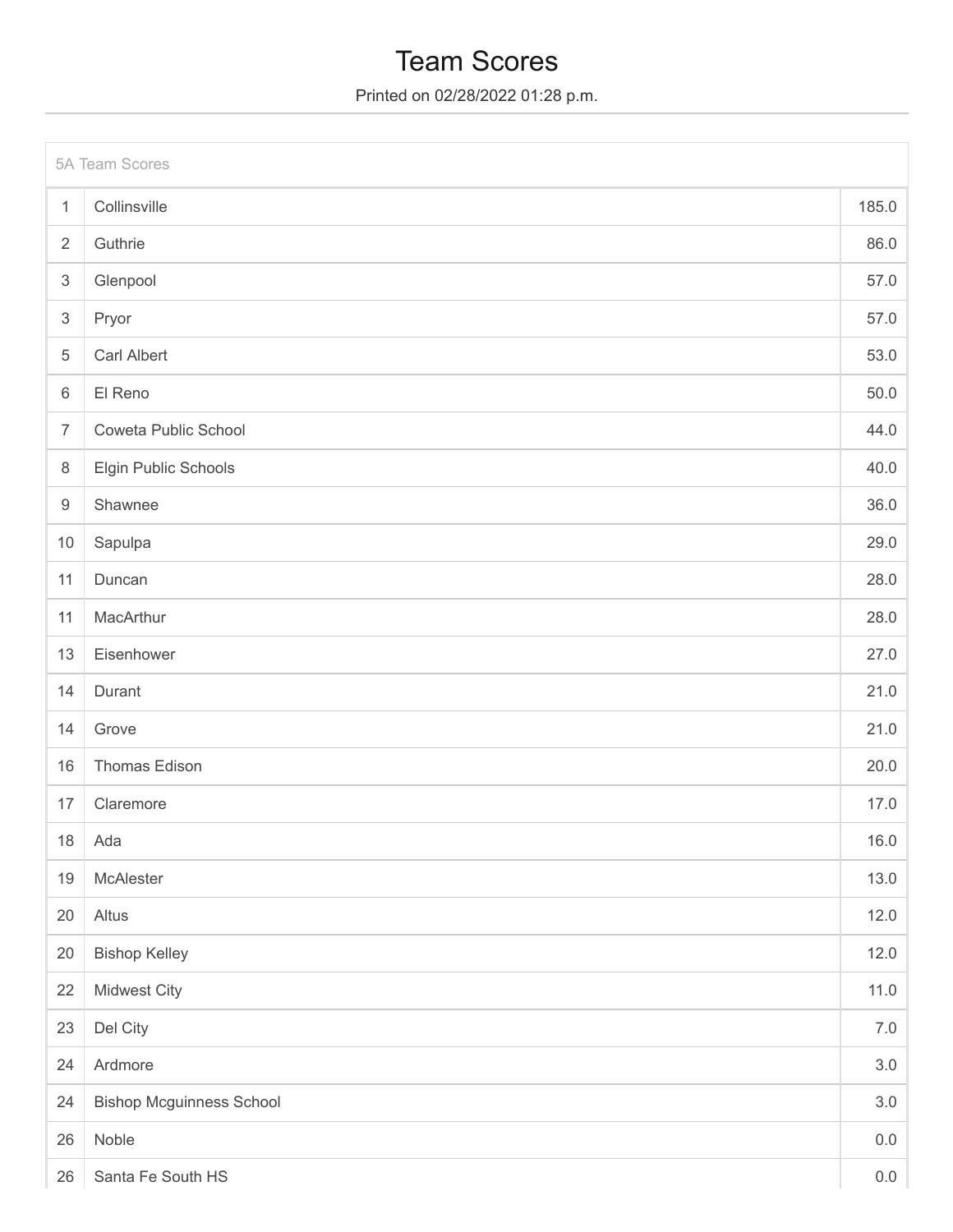# Team Scores

Printed on 02/28/2022 01:28 p.m.

| 5A Team Scores | | |
|---|---|---|
| 1 | Collinsville | 185.0 |
| 2 | Guthrie | 86.0 |
| 3 | Glenpool | 57.0 |
| 3 | Pryor | 57.0 |
| 5 | Carl Albert | 53.0 |
| 6 | El Reno | 50.0 |
| 7 | Coweta Public School | 44.0 |
| 8 | Elgin Public Schools | 40.0 |
| 9 | Shawnee | 36.0 |
| 10 | Sapulpa | 29.0 |
| 11 | Duncan | 28.0 |
| 11 | MacArthur | 28.0 |
| 13 | Eisenhower | 27.0 |
| 14 | Durant | 21.0 |
| 14 | Grove | 21.0 |
| 16 | Thomas Edison | 20.0 |
| 17 | Claremore | 17.0 |
| 18 | Ada | 16.0 |
| 19 | McAlester | 13.0 |
| 20 | Altus | 12.0 |
| 20 | Bishop Kelley | 12.0 |
| 22 | Midwest City | 11.0 |
| 23 | Del City | 7.0 |
| 24 | Ardmore | 3.0 |
| 24 | Bishop Mcguinness School | 3.0 |
| 26 | Noble | 0.0 |
| 26 | Santa Fe South HS | 0.0 |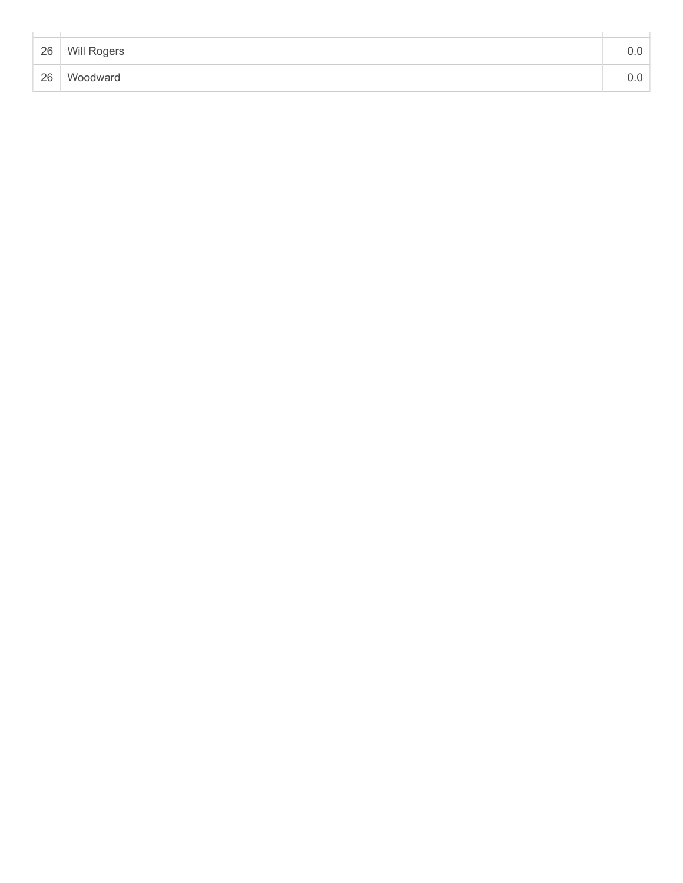| | | |
|---|---|---|
| 26 | Will Rogers | 0.0 |
| 26 | Woodward | 0.0 |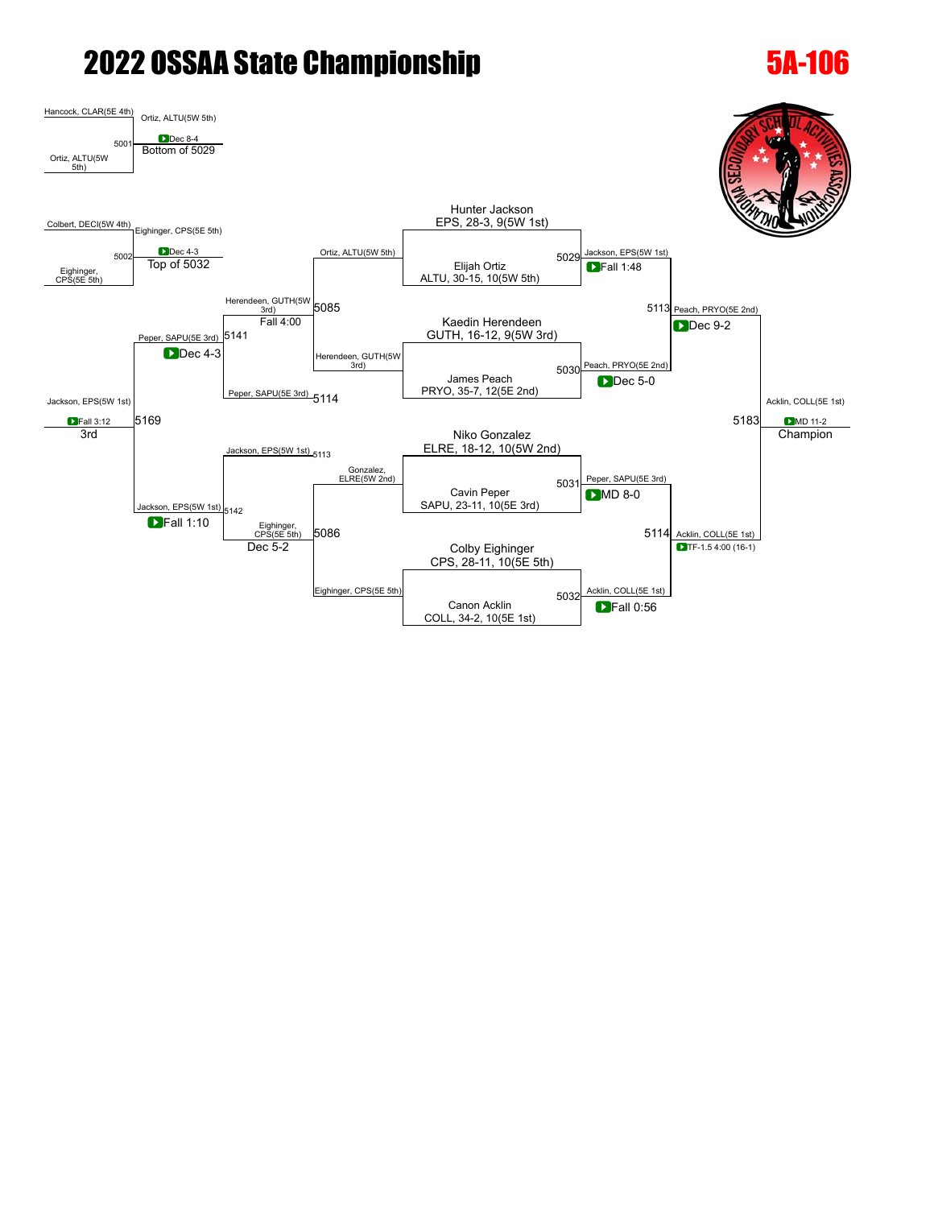# 2022 OSSAA State Championship

## 5A-106

### Championship Bracket

**Quarterfinals**

- 5029: Hunter Jackson, EPS, 28-3, 9(5W 1st) vs. Elijah Ortiz, ALTU, 30-15, 10(5W 5th) — Jackson, EPS(5W 1st) Fall 1:48
- 5030: Kaedin Herendeen, GUTH, 16-12, 9(5W 3rd) vs. James Peach, PRYO, 35-7, 12(5E 2nd) — Peach, PRYO(5E 2nd) Dec 5-0
- 5031: Niko Gonzalez, ELRE, 18-12, 10(5W 2nd) vs. Cavin Peper, SAPU, 23-11, 10(5E 3rd) — Peper, SAPU(5E 3rd) MD 8-0
- 5032: Colby Eighinger, CPS, 28-11, 10(5E 5th) vs. Canon Acklin, COLL, 34-2, 10(5E 1st) — Acklin, COLL(5E 1st) Fall 0:56

**Semifinals**

- 5113: Jackson, EPS(5W 1st) vs. Peach, PRYO(5E 2nd) — Peach, PRYO(5E 2nd) Dec 9-2
- 5114: Peper, SAPU(5E 3rd) vs. Acklin, COLL(5E 1st) — Acklin, COLL(5E 1st) TF-1.5 4:00 (16-1)

**Final**

- 5183: Peach, PRYO(5E 2nd) vs. Acklin, COLL(5E 1st) — Acklin, COLL(5E 1st) MD 11-2 — Champion

### Consolation Bracket

- 5001: Hancock, CLAR(5E 4th) vs. Ortiz, ALTU(5W 5th) — Ortiz, ALTU(5W 5th) Dec 8-4 — Bottom of 5029
- 5002: Colbert, DECI(5W 4th) vs. Eighinger, CPS(5E 5th) — Eighinger, CPS(5E 5th) Dec 4-3 — Top of 5032
- 5085: Ortiz, ALTU(5W 5th) vs. Herendeen, GUTH(5W 3rd) — Herendeen, GUTH(5W 3rd) Fall 4:00
- 5086: Gonzalez, ELRE(5W 2nd) vs. Eighinger, CPS(5E 5th) — Eighinger, CPS(5E 5th) Dec 5-2
- 5141: Herendeen, GUTH(5W 3rd) vs. Peper, SAPU(5E 3rd) (5114) — Peper, SAPU(5E 3rd) Dec 4-3
- 5142: Jackson, EPS(5W 1st) (5113) vs. Eighinger, CPS(5E 5th) — Jackson, EPS(5W 1st) Fall 1:10
- 5169: Peper, SAPU(5E 3rd) vs. Jackson, EPS(5W 1st) — Jackson, EPS(5W 1st) Fall 3:12 — 3rd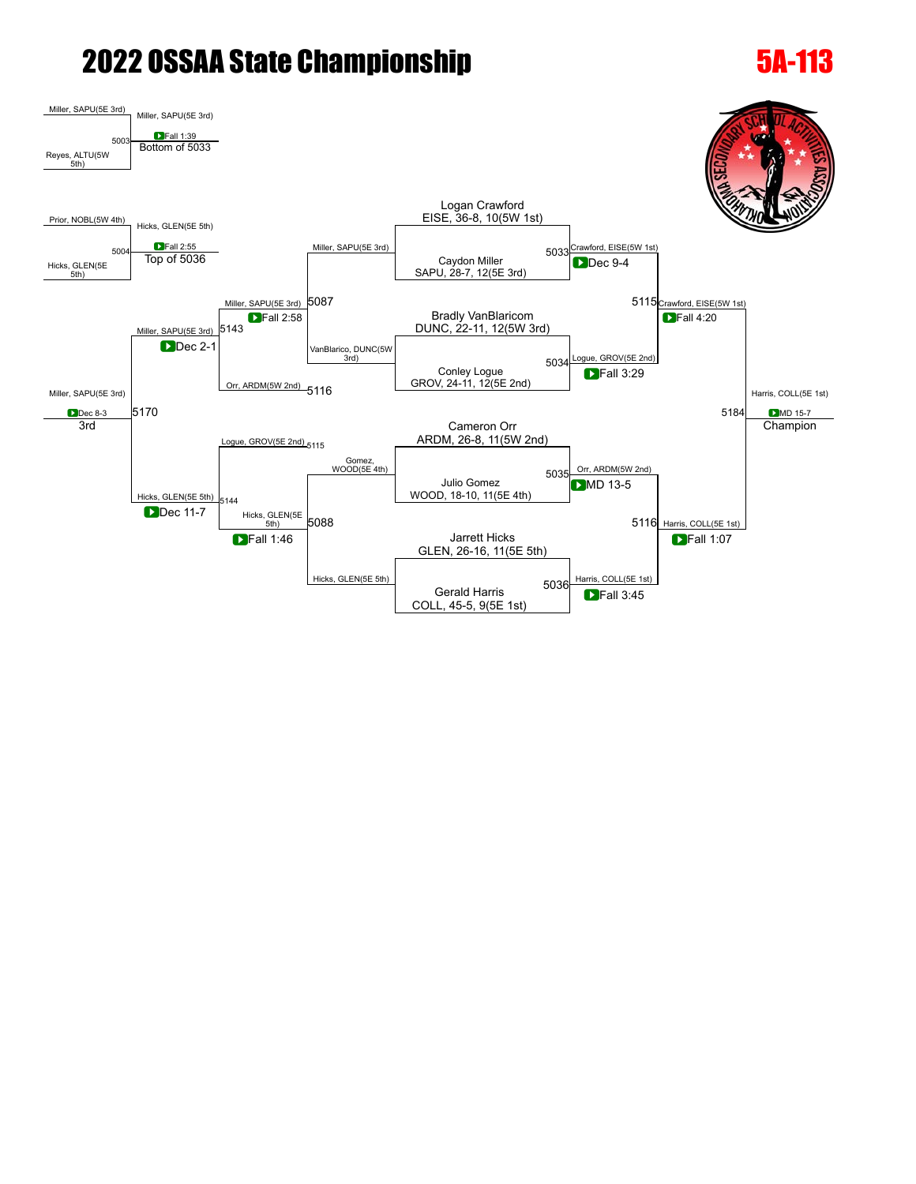# 2022 OSSAA State Championship

# 5A-113

## Championship Bracket

**First Round**

- Match 5033: Logan Crawford, EISE, 36-8, 10(5W 1st) vs. Caydon Miller, SAPU, 28-7, 12(5E 3rd) — Crawford, EISE(5W 1st), Dec 9-4
- Match 5034: Bradly VanBlaricom, DUNC, 22-11, 12(5W 3rd) vs. Conley Logue, GROV, 24-11, 12(5E 2nd) — Logue, GROV(5E 2nd), Fall 3:29
- Match 5035: Cameron Orr, ARDM, 26-8, 11(5W 2nd) vs. Julio Gomez, WOOD, 18-10, 11(5E 4th) — Orr, ARDM(5W 2nd), MD 13-5
- Match 5036: Jarrett Hicks, GLEN, 26-16, 11(5E 5th) vs. Gerald Harris, COLL, 45-5, 9(5E 1st) — Harris, COLL(5E 1st), Fall 3:45

**Semifinals**

- Match 5115: Crawford, EISE(5W 1st) vs. Logue, GROV(5E 2nd) — Crawford, EISE(5W 1st), Fall 4:20
- Match 5116: Orr, ARDM(5W 2nd) vs. Harris, COLL(5E 1st) — Harris, COLL(5E 1st), Fall 1:07

**Final**

- Match 5184: Crawford, EISE(5W 1st) vs. Harris, COLL(5E 1st) — Harris, COLL(5E 1st), MD 15-7 — Champion

## Consolation Bracket

**Consolation Round 1**

- Match 5087: Miller, SAPU(5E 3rd) vs. VanBlarico, DUNC(5W 3rd) — Miller, SAPU(5E 3rd), Fall 2:58
- Match 5088: Gomez, WOOD(5E 4th) vs. Hicks, GLEN(5E 5th) — Hicks, GLEN(5E 5th), Fall 1:46

**Consolation Semifinals**

- Match 5143: Miller, SAPU(5E 3rd) vs. Orr, ARDM(5W 2nd) (5116) — Miller, SAPU(5E 3rd), Dec 2-1
- Match 5144: Logue, GROV(5E 2nd) (5115) vs. Hicks, GLEN(5E 5th) — Hicks, GLEN(5E 5th), Dec 11-7

**3rd Place**

- Match 5170: Miller, SAPU(5E 3rd) vs. Hicks, GLEN(5E 5th) — Miller, SAPU(5E 3rd), Dec 8-3 — 3rd

**5th Place**

- Match 5003: Miller, SAPU(5E 3rd) vs. Reyes, ALTU(5W 5th) — Miller, SAPU(5E 3rd), Fall 1:39 — Bottom of 5033
- Match 5004: Prior, NOBL(5W 4th) vs. Hicks, GLEN(5E 5th) — Hicks, GLEN(5E 5th), Fall 2:55 — Top of 5036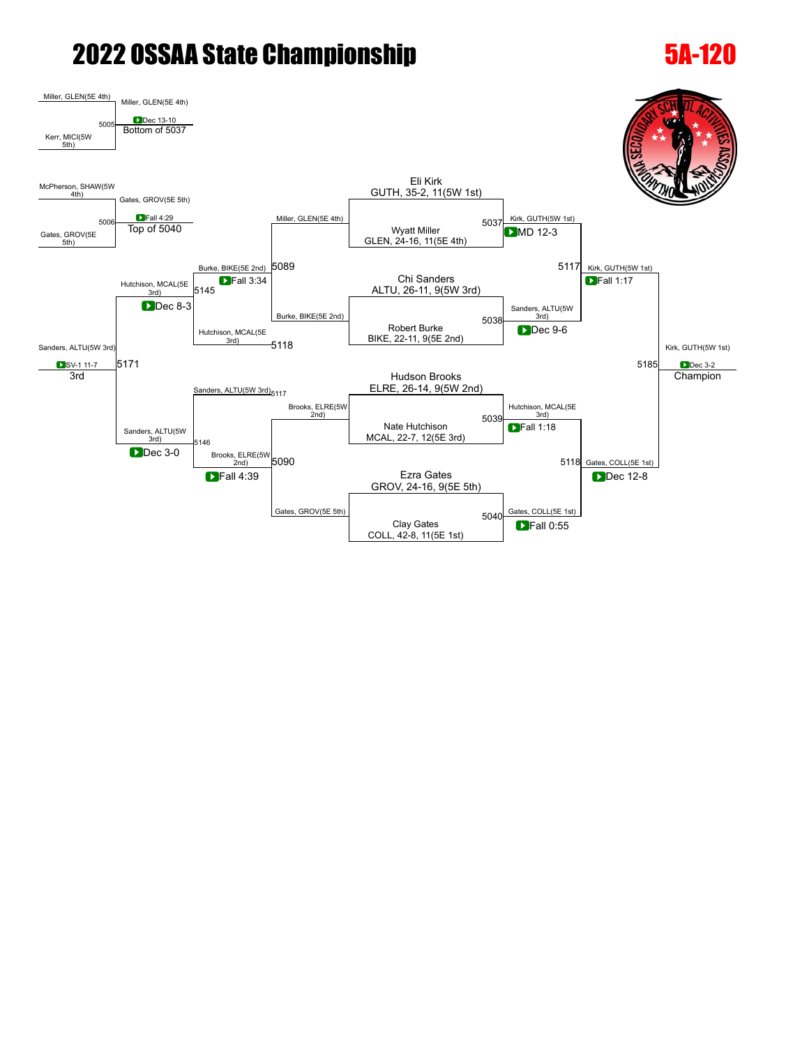# 2022 OSSAA State Championship

## 5A-120

### Championship Bracket

**Quarterfinals**

- Eli Kirk, GUTH, 35-2, 11(5W 1st) vs. Wyatt Miller, GLEN, 24-16, 11(5E 4th) — Match 5037: Kirk, GUTH(5W 1st) — MD 12-3
- Chi Sanders, ALTU, 26-11, 9(5W 3rd) vs. Robert Burke, BIKE, 22-11, 9(5E 2nd) — Match 5038: Sanders, ALTU(5W 3rd) — Dec 9-6
- Hudson Brooks, ELRE, 26-14, 9(5W 2nd) vs. Nate Hutchison, MCAL, 22-7, 12(5E 3rd) — Match 5039: Hutchison, MCAL(5E 3rd) — Fall 1:18
- Ezra Gates, GROV, 24-16, 9(5E 5th) vs. Clay Gates, COLL, 42-8, 11(5E 1st) — Match 5040: Gates, COLL(5E 1st) — Fall 0:55

**Semifinals**

- Match 5117: Kirk, GUTH(5W 1st) — Fall 1:17
- Match 5118: Gates, COLL(5E 1st) — Dec 12-8

**Final**

- Match 5185: Kirk, GUTH(5W 1st) — Dec 3-2 — Champion

### Consolation Bracket

**Pre-consolation**

- Miller, GLEN(5E 4th) vs. Kerr, MICI(5W 5th) — Match 5005: Miller, GLEN(5E 4th) — Dec 13-10 — Bottom of 5037
- McPherson, SHAW(5W 4th) vs. Gates, GROV(5E 5th) — Match 5006: Gates, GROV(5E 5th) — Fall 4:29 — Top of 5040

**Consolation Round 1**

- Miller, GLEN(5E 4th) vs. Burke, BIKE(5E 2nd) — Match 5089: Burke, BIKE(5E 2nd) — Fall 3:34
- Brooks, ELRE(5W 2nd) vs. Gates, GROV(5E 5th) — Match 5090: Brooks, ELRE(5W 2nd) — Fall 4:39

**Consolation Round 2**

- Burke, BIKE(5E 2nd) vs. Hutchison, MCAL(5E 3rd) (5118) — Match 5145: Hutchison, MCAL(5E 3rd) — Dec 8-3
- Sanders, ALTU(5W 3rd) (5117) vs. Brooks, ELRE(5W 2nd) — Match 5146: Sanders, ALTU(5W 3rd) — Dec 3-0

**3rd Place**

- Match 5171: Sanders, ALTU(5W 3rd) — SV-1 11-7 — 3rd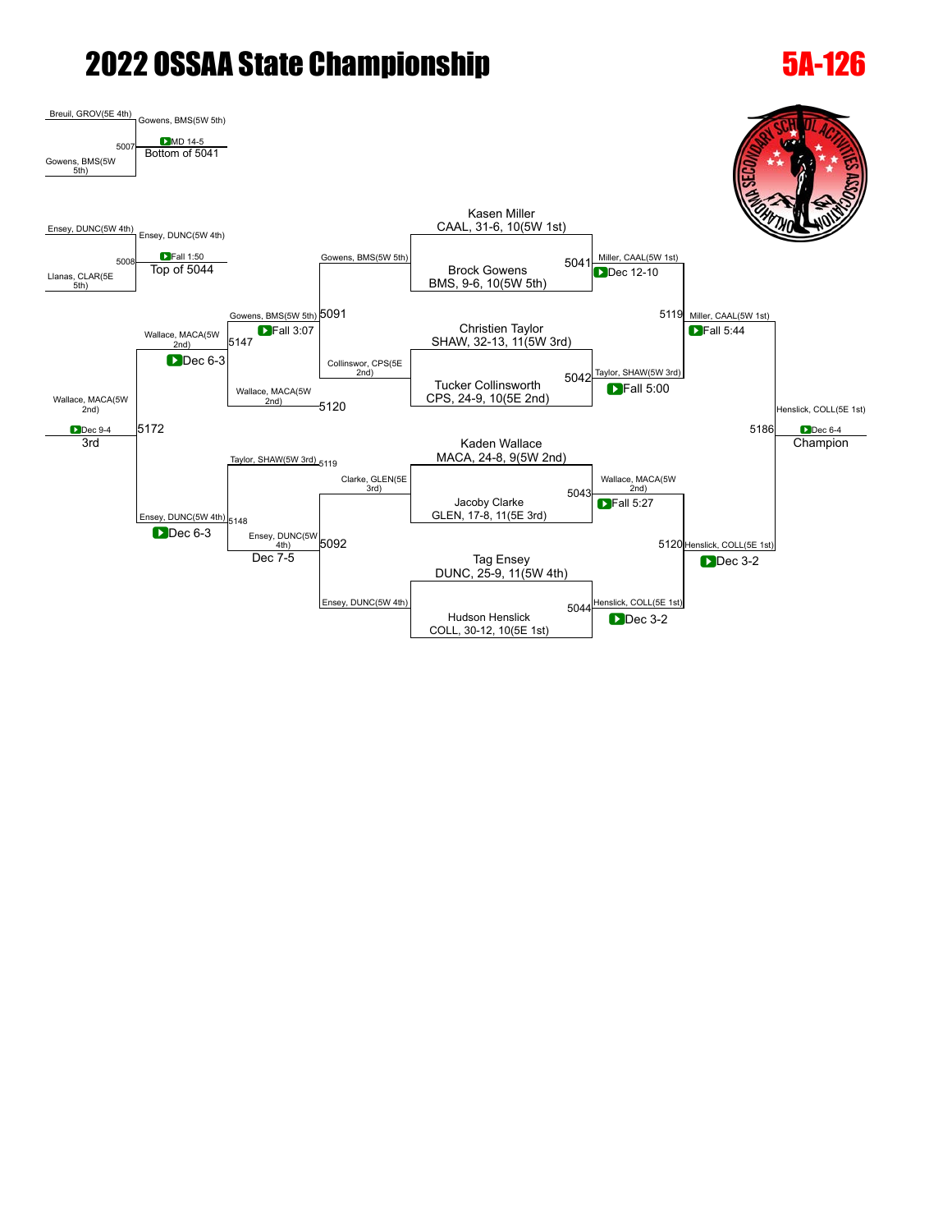# 2022 OSSAA State Championship

## 5A-126

### Championship Bracket

**Quarterfinals**

- Kasen Miller, CAAL, 31-6, 10(5W 1st) vs. Brock Gowens, BMS, 9-6, 10(5W 5th) — Match 5041: Miller, CAAL(5W 1st) — Dec 12-10
- Christien Taylor, SHAW, 32-13, 11(5W 3rd) vs. Tucker Collinsworth, CPS, 24-9, 10(5E 2nd) — Match 5042: Taylor, SHAW(5W 3rd) — Fall 5:00
- Kaden Wallace, MACA, 24-8, 9(5W 2nd) vs. Jacoby Clarke, GLEN, 17-8, 11(5E 3rd) — Match 5043: Wallace, MACA(5W 2nd) — Fall 5:27
- Tag Ensey, DUNC, 25-9, 11(5W 4th) vs. Hudson Henslick, COLL, 30-12, 10(5E 1st) — Match 5044: Henslick, COLL(5E 1st) — Dec 3-2

**Semifinals**

- Match 5119: Miller, CAAL(5W 1st) — Fall 5:44
- Match 5120: Henslick, COLL(5E 1st) — Dec 3-2

**Final**

- Match 5186: Henslick, COLL(5E 1st) — Dec 6-4 — **Champion**

### Consolation Bracket

- Match 5007: Breuil, GROV(5E 4th) vs. Gowens, BMS(5W 5th) — Gowens, BMS(5W 5th) — MD 14-5 — Bottom of 5041
- Match 5008: Ensey, DUNC(5W 4th) vs. Llanas, CLAR(5E 5th) — Ensey, DUNC(5W 4th) — Fall 1:50 — Top of 5044
- Match 5091: Gowens, BMS(5W 5th) vs. Collinswor, CPS(5E 2nd) — Gowens, BMS(5W 5th) — Fall 3:07
- Match 5092: Clarke, GLEN(5E 3rd) vs. Ensey, DUNC(5W 4th) — Ensey, DUNC(5W 4th) — Dec 7-5
- Match 5120: Wallace, MACA(5W 2nd)
- Match 5119: Taylor, SHAW(5W 3rd)
- Match 5147: Wallace, MACA(5W 2nd) vs. Gowens, BMS(5W 5th) — Wallace, MACA(5W 2nd) — Dec 6-3
- Match 5148: Taylor, SHAW(5W 3rd) vs. Ensey, DUNC(5W 4th) — Ensey, DUNC(5W 4th) — Dec 6-3
- Match 5172: Wallace, MACA(5W 2nd) — Dec 9-4 — **3rd**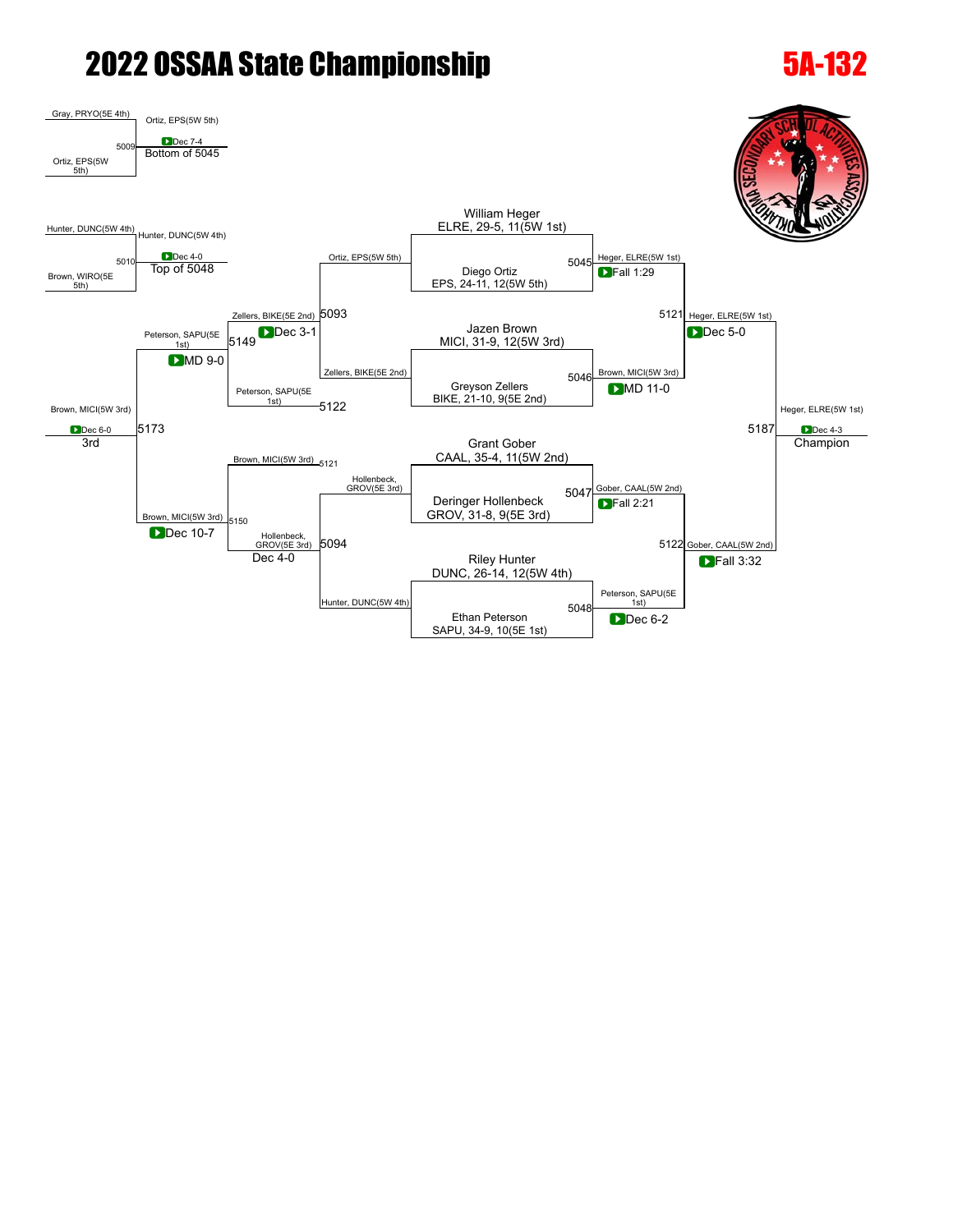# 2022 OSSAA State Championship

## 5A-132

### Championship Bracket

**Seeded wrestlers:**

- William Heger, ELRE, 29-5, 11(5W 1st)
- Diego Ortiz, EPS, 24-11, 12(5W 5th)
- Jazen Brown, MICI, 31-9, 12(5W 3rd)
- Greyson Zellers, BIKE, 21-10, 9(5E 2nd)
- Grant Gober, CAAL, 35-4, 11(5W 2nd)
- Deringer Hollenbeck, GROV, 31-8, 9(5E 3rd)
- Riley Hunter, DUNC, 26-14, 12(5W 4th)
- Ethan Peterson, SAPU, 34-9, 10(5E 1st)

**Quarterfinals:**

- 5045: Heger, ELRE(5W 1st) — Fall 1:29
- 5046: Brown, MICI(5W 3rd) — MD 11-0
- 5047: Gober, CAAL(5W 2nd) — Fall 2:21
- 5048: Peterson, SAPU(5E 1st) — Dec 6-2

**Semifinals:**

- 5121: Heger, ELRE(5W 1st) — Dec 5-0
- 5122: Gober, CAAL(5W 2nd) — Fall 3:32

**Final:**

- 5187: Heger, ELRE(5W 1st) — Dec 4-3 — Champion

### Consolation Bracket

- 5009: Gray, PRYO(5E 4th) vs. Ortiz, EPS(5W 5th) — Ortiz, EPS(5W 5th) — Dec 7-4 — Bottom of 5045
- 5010: Hunter, DUNC(5W 4th) vs. Brown, WIRO(5E 5th) — Hunter, DUNC(5W 4th) — Dec 4-0 — Top of 5048
- 5093: Ortiz, EPS(5W 5th) vs. Zellers, BIKE(5E 2nd) — Zellers, BIKE(5E 2nd) — Dec 3-1
- 5094: Hollenbeck, GROV(5E 3rd) vs. Hunter, DUNC(5W 4th) — Hollenbeck, GROV(5E 3rd) — Dec 4-0
- 5122: Zellers, BIKE(5E 2nd) vs. Peterson, SAPU(5E 1st)
- 5121: Brown, MICI(5W 3rd) vs. Hollenbeck, GROV(5E 3rd)
- 5149: Peterson, SAPU(5E 1st) — MD 9-0
- 5150: Brown, MICI(5W 3rd) — Dec 10-7
- 5173: Brown, MICI(5W 3rd) — Dec 6-0 — 3rd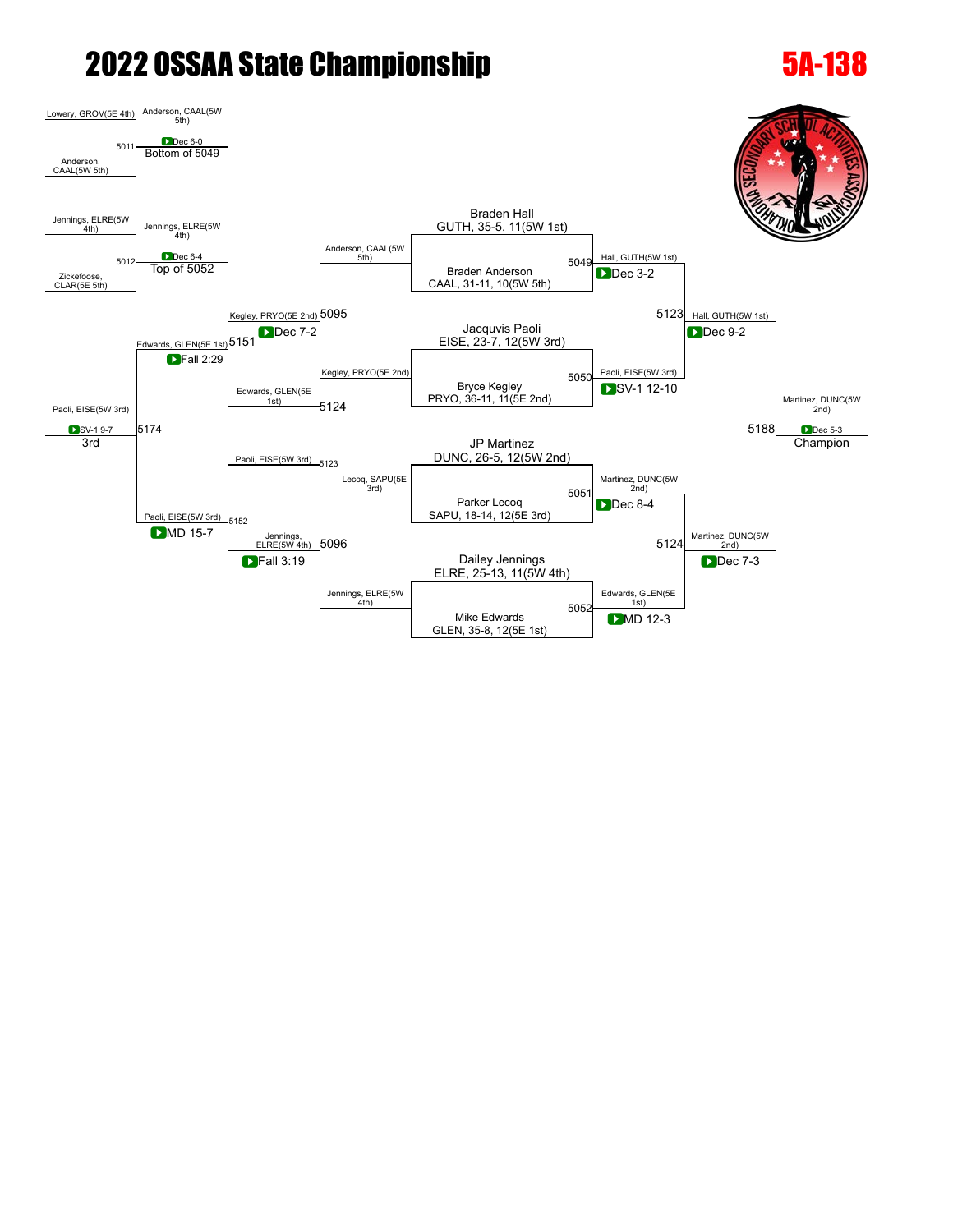# 2022 OSSAA State Championship

## 5A-138

### Championship Bracket

**Quarterfinals**

- Braden Hall, GUTH, 35-5, 11(5W 1st) vs. Braden Anderson, CAAL, 31-11, 10(5W 5th) — Match 5049: Hall, GUTH(5W 1st) Dec 3-2
- Jacquvis Paoli, EISE, 23-7, 12(5W 3rd) vs. Bryce Kegley, PRYO, 36-11, 11(5E 2nd) — Match 5050: Paoli, EISE(5W 3rd) SV-1 12-10
- JP Martinez, DUNC, 26-5, 12(5W 2nd) vs. Parker Lecoq, SAPU, 18-14, 12(5E 3rd) — Match 5051: Martinez, DUNC(5W 2nd) Dec 8-4
- Dailey Jennings, ELRE, 25-13, 11(5W 4th) vs. Mike Edwards, GLEN, 35-8, 12(5E 1st) — Match 5052: Edwards, GLEN(5E 1st) MD 12-3

**Semifinals**

- Match 5123: Hall, GUTH(5W 1st) Dec 9-2
- Match 5124: Martinez, DUNC(5W 2nd) Dec 7-3

**Final**

- Match 5188: Martinez, DUNC(5W 2nd) Dec 5-3 — Champion

### Consolation Bracket

**Round 1**

- Match 5011: Lowery, GROV(5E 4th) vs. Anderson, CAAL(5W 5th) — Anderson, CAAL(5W 5th) Dec 6-0 — Bottom of 5049
- Match 5012: Jennings, ELRE(5W 4th) vs. Zickefoose, CLAR(5E 5th) — Jennings, ELRE(5W 4th) Dec 6-4 — Top of 5052

**Round 2**

- Match 5095: Anderson, CAAL(5W 5th) vs. Kegley, PRYO(5E 2nd) — Kegley, PRYO(5E 2nd) Dec 7-2
- Match 5096: Lecoq, SAPU(5E 3rd) vs. Jennings, ELRE(5W 4th) — Jennings, ELRE(5W 4th) Fall 3:19

**Round 3**

- Match 5151: Kegley, PRYO(5E 2nd) vs. Edwards, GLEN(5E 1st) (from 5124) — Edwards, GLEN(5E 1st) Fall 2:29
- Match 5152: Paoli, EISE(5W 3rd) (from 5123) vs. Jennings, ELRE(5W 4th) — Paoli, EISE(5W 3rd) MD 15-7

**3rd Place**

- Match 5174: Edwards, GLEN(5E 1st) vs. Paoli, EISE(5W 3rd) — Paoli, EISE(5W 3rd) SV-1 9-7 — 3rd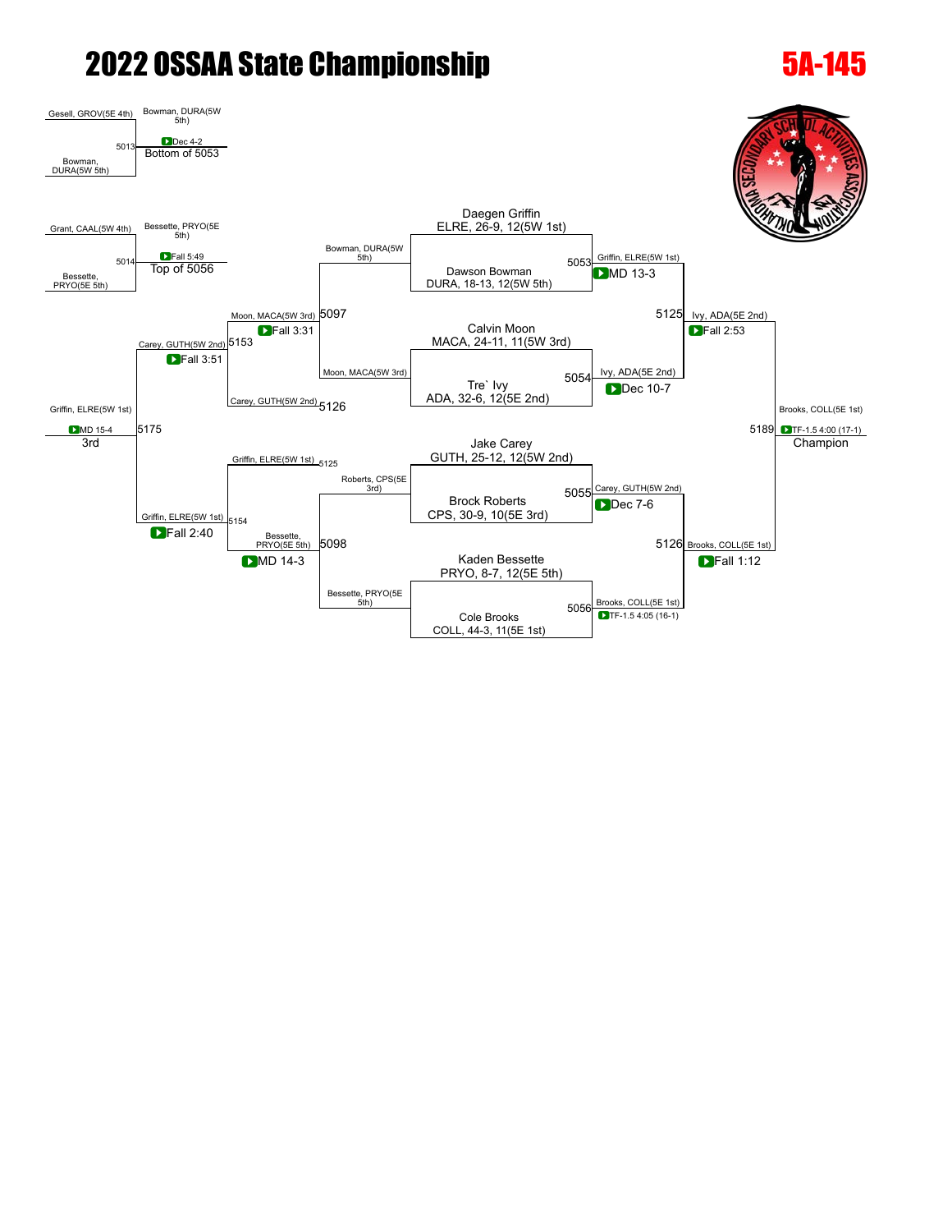# 2022 OSSAA State Championship

## 5A-145

### Championship Bracket

**Quarterfinals**

- Match 5053: Daegen Griffin, ELRE, 26-9, 12(5W 1st) vs. Dawson Bowman, DURA, 18-13, 12(5W 5th) — Winner: Griffin, ELRE(5W 1st), MD 13-3
- Match 5054: Calvin Moon, MACA, 24-11, 11(5W 3rd) vs. Tre` Ivy, ADA, 32-6, 12(5E 2nd) — Winner: Ivy, ADA(5E 2nd), Dec 10-7
- Match 5055: Jake Carey, GUTH, 25-12, 12(5W 2nd) vs. Brock Roberts, CPS, 30-9, 10(5E 3rd) — Winner: Carey, GUTH(5W 2nd), Dec 7-6
- Match 5056: Kaden Bessette, PRYO, 8-7, 12(5E 5th) vs. Cole Brooks, COLL, 44-3, 11(5E 1st) — Winner: Brooks, COLL(5E 1st), TF-1.5 4:05 (16-1)

**Semifinals**

- Match 5125: Griffin, ELRE(5W 1st) vs. Ivy, ADA(5E 2nd) — Winner: Ivy, ADA(5E 2nd), Fall 2:53
- Match 5126: Carey, GUTH(5W 2nd) vs. Brooks, COLL(5E 1st) — Winner: Brooks, COLL(5E 1st), Fall 1:12

**Final**

- Match 5189: Ivy, ADA(5E 2nd) vs. Brooks, COLL(5E 1st) — Winner: Brooks, COLL(5E 1st), TF-1.5 4:00 (17-1) — Champion

### Consolation Bracket

- Match 5013: Gesell, GROV(5E 4th) vs. Bowman, DURA(5W 5th) — Winner: Bowman, DURA(5W 5th), Dec 4-2 — Bottom of 5053
- Match 5014: Grant, CAAL(5W 4th) vs. Bessette, PRYO(5E 5th) — Winner: Bessette, PRYO(5E 5th), Fall 5:49 — Top of 5056
- Match 5097: Bowman, DURA(5W 5th) vs. Moon, MACA(5W 3rd) — Winner: Moon, MACA(5W 3rd), Fall 3:31
- Match 5098: Roberts, CPS(5E 3rd) vs. Bessette, PRYO(5E 5th) — Winner: Bessette, PRYO(5E 5th), MD 14-3
- Match 5153: Moon, MACA(5W 3rd) vs. Carey, GUTH(5W 2nd) (loser of 5126) — Winner: Carey, GUTH(5W 2nd), Fall 3:51
- Match 5154: Griffin, ELRE(5W 1st) (loser of 5125) vs. Bessette, PRYO(5E 5th) — Winner: Griffin, ELRE(5W 1st), Fall 2:40
- Match 5175: Carey, GUTH(5W 2nd) vs. Griffin, ELRE(5W 1st) — Winner: Griffin, ELRE(5W 1st), MD 15-4 — 3rd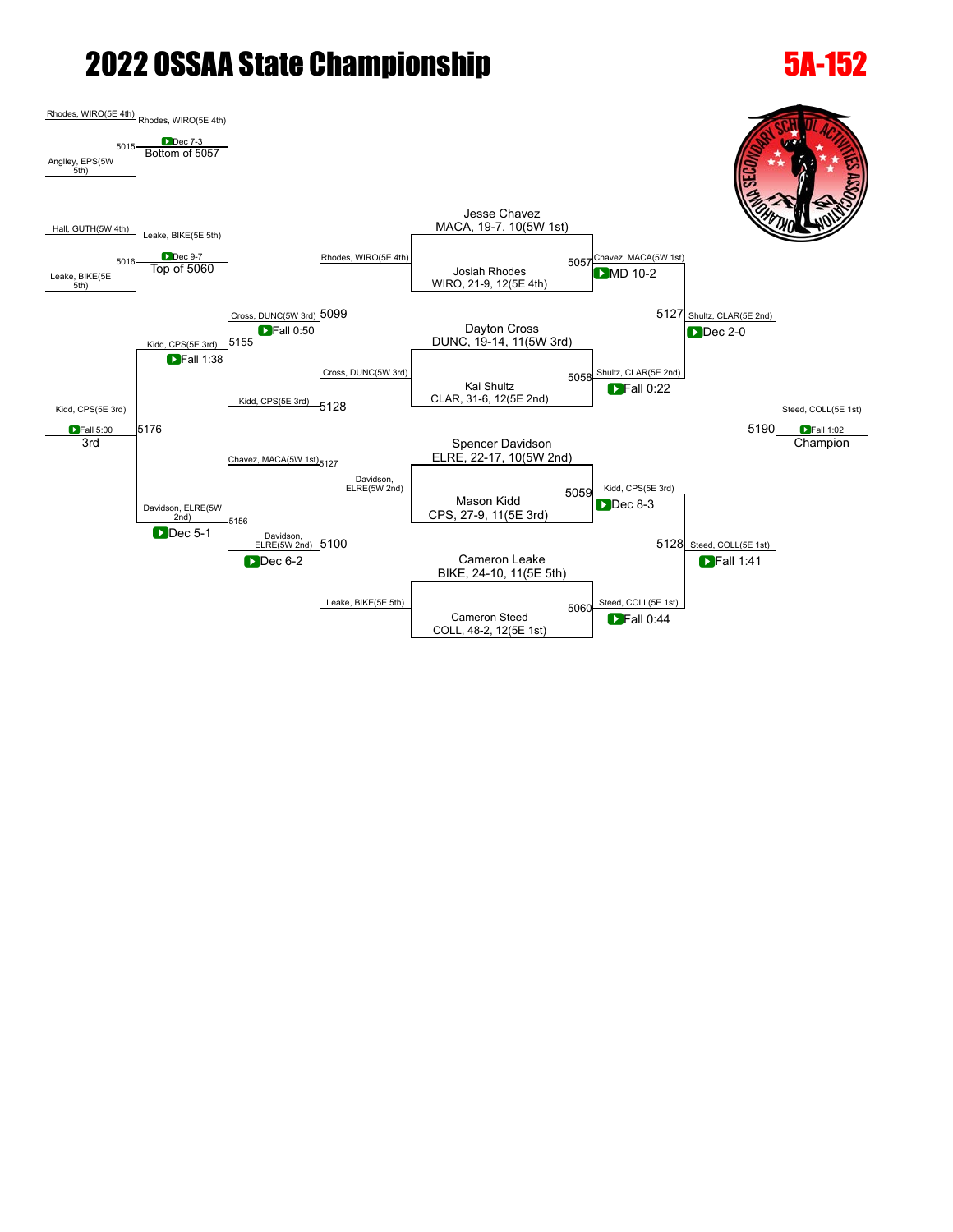# 2022 OSSAA State Championship

## 5A-152

### Championship Bracket

**Quarterfinals**

- Match 5057: Jesse Chavez, MACA, 19-7, 10(5W 1st) vs. Josiah Rhodes, WIRO, 21-9, 12(5E 4th) — Chavez, MACA(5W 1st) MD 10-2
- Match 5058: Dayton Cross, DUNC, 19-14, 11(5W 3rd) vs. Kai Shultz, CLAR, 31-6, 12(5E 2nd) — Shultz, CLAR(5E 2nd) Fall 0:22
- Match 5059: Spencer Davidson, ELRE, 22-17, 10(5W 2nd) vs. Mason Kidd, CPS, 27-9, 11(5E 3rd) — Kidd, CPS(5E 3rd) Dec 8-3
- Match 5060: Cameron Leake, BIKE, 24-10, 11(5E 5th) vs. Cameron Steed, COLL, 48-2, 12(5E 1st) — Steed, COLL(5E 1st) Fall 0:44

**Semifinals**

- Match 5127: Chavez, MACA(5W 1st) vs. Shultz, CLAR(5E 2nd) — Shultz, CLAR(5E 2nd) Dec 2-0
- Match 5128: Kidd, CPS(5E 3rd) vs. Steed, COLL(5E 1st) — Steed, COLL(5E 1st) Fall 1:41

**Final**

- Match 5190: Shultz, CLAR(5E 2nd) vs. Steed, COLL(5E 1st) — Steed, COLL(5E 1st) Fall 1:02 — Champion

### Consolation Bracket

- Match 5015: Rhodes, WIRO(5E 4th) vs. Angley, EPS(5W 5th) — Rhodes, WIRO(5E 4th) Dec 7-3 (Bottom of 5057)
- Match 5016: Hall, GUTH(5W 4th) vs. Leake, BIKE(5E 5th) — Leake, BIKE(5E 5th) Dec 9-7 (Top of 5060)
- Match 5099: Rhodes, WIRO(5E 4th) vs. Cross, DUNC(5W 3rd) — Cross, DUNC(5W 3rd) Fall 0:50
- Match 5100: Davidson, ELRE(5W 2nd) vs. Leake, BIKE(5E 5th) — Davidson, ELRE(5W 2nd) Dec 6-2
- Match 5155: Cross, DUNC(5W 3rd) vs. Kidd, CPS(5E 3rd) (5128) — Kidd, CPS(5E 3rd) Fall 1:38
- Match 5156: Chavez, MACA(5W 1st) (5127) vs. Davidson, ELRE(5W 2nd) — Davidson, ELRE(5W 2nd) Dec 5-1
- Match 5176: Kidd, CPS(5E 3rd) vs. Davidson, ELRE(5W 2nd) — Kidd, CPS(5E 3rd) Fall 5:00 — 3rd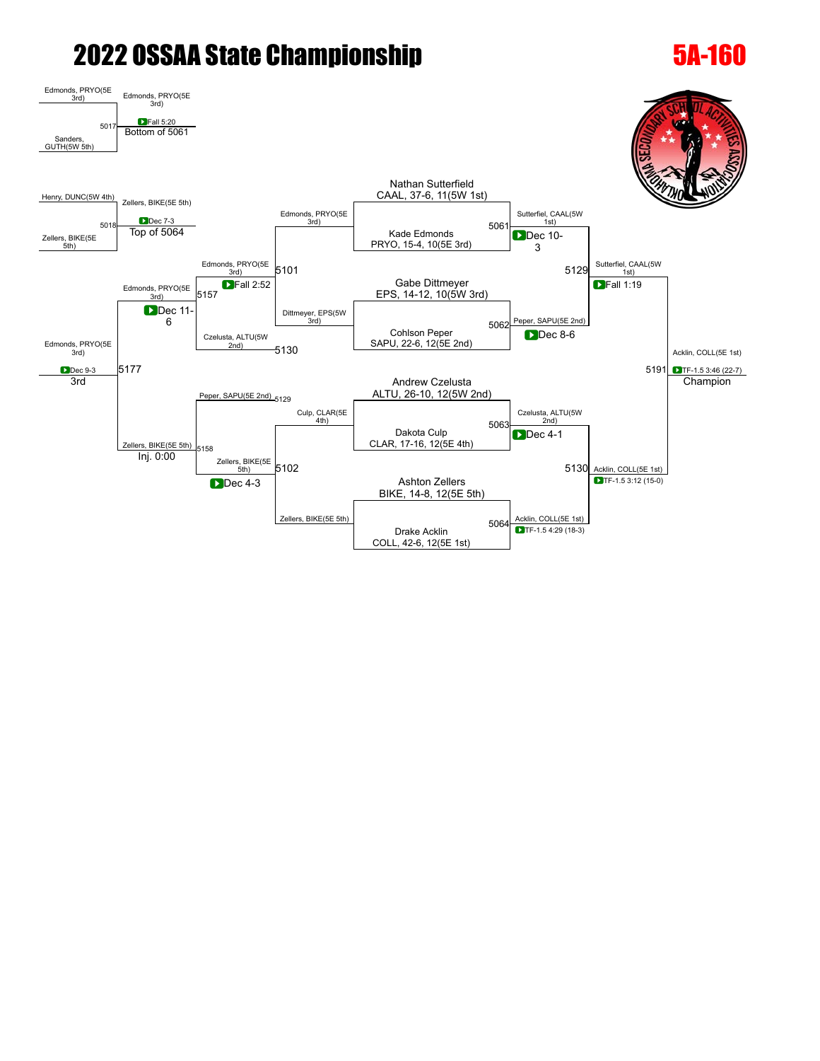# 2022 OSSAA State Championship

# 5A-160

## Championship Bracket

**Quarterfinals**

- Nathan Sutterfield, CAAL, 37-6, 11(5W 1st) vs. Kade Edmonds, PRYO, 15-4, 10(5E 3rd) — Match 5061: Sutterfiel, CAAL(5W 1st) — Dec 10-3
- Gabe Dittmeyer, EPS, 14-12, 10(5W 3rd) vs. Cohlson Peper, SAPU, 22-6, 12(5E 2nd) — Match 5062: Peper, SAPU(5E 2nd) — Dec 8-6
- Andrew Czelusta, ALTU, 26-10, 12(5W 2nd) vs. Dakota Culp, CLAR, 17-16, 12(5E 4th) — Match 5063: Czelusta, ALTU(5W 2nd) — Dec 4-1
- Ashton Zellers, BIKE, 14-8, 12(5E 5th) vs. Drake Acklin, COLL, 42-6, 12(5E 1st) — Match 5064: Acklin, COLL(5E 1st) — TF-1.5 4:29 (18-3)

**Semifinals**

- Match 5129: Sutterfiel, CAAL(5W 1st) — Fall 1:19
- Match 5130: Acklin, COLL(5E 1st) — TF-1.5 3:12 (15-0)

**Final**

- Match 5191: Acklin, COLL(5E 1st) — TF-1.5 3:46 (22-7) — Champion

## Consolation Bracket

**First Round**

- Match 5017: Edmonds, PRYO(5E 3rd) vs. Sanders, GUTH(5W 5th) — Edmonds, PRYO(5E 3rd) — Fall 5:20 — Bottom of 5061
- Match 5018: Henry, DUNC(5W 4th) vs. Zellers, BIKE(5E 5th) — Zellers, BIKE(5E 5th) — Dec 7-3 — Top of 5064

**Consolation Quarterfinals**

- Match 5101: Edmonds, PRYO(5E 3rd) vs. Dittmeyer, EPS(5W 3rd) — Edmonds, PRYO(5E 3rd) — Fall 2:52
- Match 5102: Culp, CLAR(5E 4th) vs. Zellers, BIKE(5E 5th) — Zellers, BIKE(5E 5th) — Dec 4-3

**Consolation Semifinals**

- Match 5157: Edmonds, PRYO(5E 3rd) vs. Czelusta, ALTU(5W 2nd) (Loser of 5130) — Edmonds, PRYO(5E 3rd) — Dec 11-6
- Match 5158: Peper, SAPU(5E 2nd) (Loser of 5129) vs. Zellers, BIKE(5E 5th) — Zellers, BIKE(5E 5th) — Inj. 0:00

**3rd Place**

- Match 5177: Edmonds, PRYO(5E 3rd) vs. Zellers, BIKE(5E 5th) — Edmonds, PRYO(5E 3rd) — Dec 9-3 — 3rd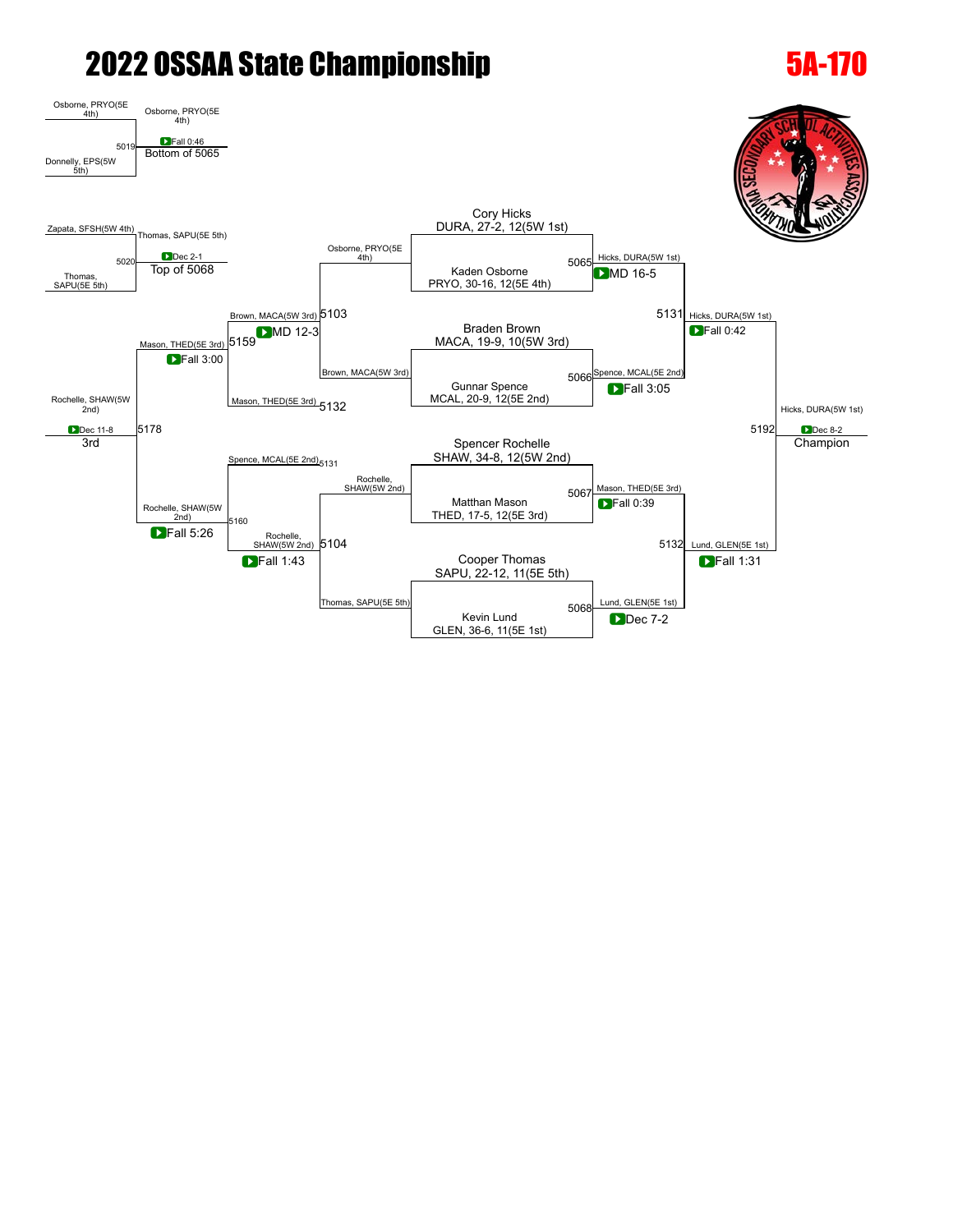# 2022 OSSAA State Championship

## 5A-170

### Championship Bracket — First Round

| Match | Wrestler |
| --- | --- |
| | Cory Hicks, DURA, 27-2, 12(5W 1st) |
| 5065 | Kaden Osborne, PRYO, 30-16, 12(5E 4th) |
| | Braden Brown, MACA, 19-9, 10(5W 3rd) |
| 5066 | Gunnar Spence, MCAL, 20-9, 12(5E 2nd) |
| | Spencer Rochelle, SHAW, 34-8, 12(5W 2nd) |
| 5067 | Matthan Mason, THED, 17-5, 12(5E 3rd) |
| | Cooper Thomas, SAPU, 22-12, 11(5E 5th) |
| 5068 | Kevin Lund, GLEN, 36-6, 11(5E 1st) |

### Championship Bracket — Results

| Match | Winner | Result |
| --- | --- | --- |
| 5065 | Hicks, DURA(5W 1st) | MD 16-5 |
| 5066 | Spence, MCAL(5E 2nd) | Fall 3:05 |
| 5067 | Mason, THED(5E 3rd) | Fall 0:39 |
| 5068 | Lund, GLEN(5E 1st) | Dec 7-2 |
| 5131 | Hicks, DURA(5W 1st) | Fall 0:42 |
| 5132 | Lund, GLEN(5E 1st) | Fall 1:31 |
| 5192 | Hicks, DURA(5W 1st) — Champion | Dec 8-2 |

### Consolation Bracket

| Match | Wrestlers | Winner | Result |
| --- | --- | --- | --- |
| 5019 | Osborne, PRYO(5E 4th) vs. Donnelly, EPS(5W 5th) | Osborne, PRYO(5E 4th) | Fall 0:46 |
| 5020 | Zapata, SFSH(5W 4th) vs. Thomas, SAPU(5E 5th) | Thomas, SAPU(5E 5th) | Dec 2-1 |
| 5103 | Osborne, PRYO(5E 4th) vs. Brown, MACA(5W 3rd) | Brown, MACA(5W 3rd) | MD 12-3 |
| 5104 | Rochelle, SHAW(5W 2nd) vs. Thomas, SAPU(5E 5th) | Rochelle, SHAW(5W 2nd) | Fall 1:43 |
| 5159 | Brown, MACA(5W 3rd) vs. Mason, THED(5E 3rd) | Mason, THED(5E 3rd) | Fall 3:00 |
| 5160 | Spence, MCAL(5E 2nd) vs. Rochelle, SHAW(5W 2nd) | Rochelle, SHAW(5W 2nd) | Fall 5:26 |
| 5178 | Mason, THED(5E 3rd) vs. Rochelle, SHAW(5W 2nd) | Rochelle, SHAW(5W 2nd) — 3rd | Dec 11-8 |

Bottom of 5065 / Top of 5068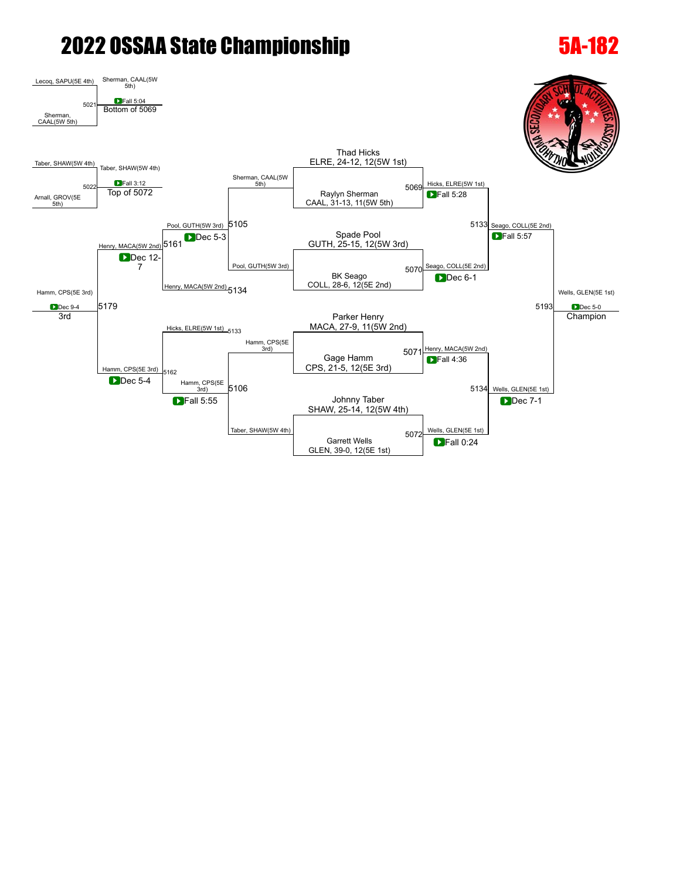# 2022 OSSAA State Championship

## 5A-182

### Championship Bracket

**Quarterfinals**

- Thad Hicks, ELRE, 24-12, 12(5W 1st) vs Raylyn Sherman, CAAL, 31-13, 11(5W 5th) — Match 5069 — Hicks, ELRE(5W 1st) Fall 5:28
- Spade Pool, GUTH, 25-15, 12(5W 3rd) vs BK Seago, COLL, 28-6, 12(5E 2nd) — Match 5070 — Seago, COLL(5E 2nd) Dec 6-1
- Parker Henry, MACA, 27-9, 11(5W 2nd) vs Gage Hamm, CPS, 21-5, 12(5E 3rd) — Match 5071 — Henry, MACA(5W 2nd) Fall 4:36
- Johnny Taber, SHAW, 25-14, 12(5W 4th) vs Garrett Wells, GLEN, 39-0, 12(5E 1st) — Match 5072 — Wells, GLEN(5E 1st) Fall 0:24

**Semifinals**

- Match 5133: Hicks, ELRE(5W 1st) vs Seago, COLL(5E 2nd) — Seago, COLL(5E 2nd) Fall 5:57
- Match 5134: Henry, MACA(5W 2nd) vs Wells, GLEN(5E 1st) — Wells, GLEN(5E 1st) Dec 7-1

**Final**

- Match 5193: Seago, COLL(5E 2nd) vs Wells, GLEN(5E 1st) — Wells, GLEN(5E 1st) Dec 5-0 — Champion

### Consolation Bracket

**Round 1**

- Match 5021: Lecoq, SAPU(5E 4th) vs Sherman, CAAL(5W 5th) — Sherman, CAAL(5W 5th) Fall 5:04 — Bottom of 5069
- Match 5022: Taber, SHAW(5W 4th) vs Arnall, GROV(5E 5th) — Taber, SHAW(5W 4th) Fall 3:12 — Top of 5072

**Round 2**

- Match 5105: Sherman, CAAL(5W 5th) vs Pool, GUTH(5W 3rd) — Pool, GUTH(5W 3rd) Dec 5-3
- Match 5106: Hamm, CPS(5E 3rd) vs Taber, SHAW(5W 4th) — Hamm, CPS(5E 3rd) Fall 5:55

**Consolation Semifinals**

- Match 5161: Pool, GUTH(5W 3rd) vs Henry, MACA(5W 2nd) (loser of 5134) — Henry, MACA(5W 2nd) Dec 12-7
- Match 5162: Hicks, ELRE(5W 1st) (loser of 5133) vs Hamm, CPS(5E 3rd) — Hamm, CPS(5E 3rd) Dec 5-4

**3rd Place**

- Match 5179: Henry, MACA(5W 2nd) vs Hamm, CPS(5E 3rd) — Hamm, CPS(5E 3rd) Dec 9-4 — 3rd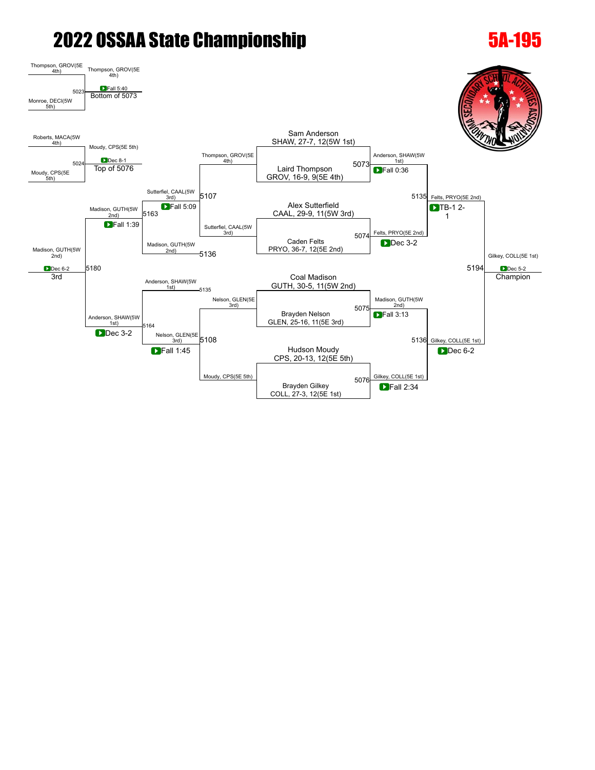# 2022 OSSAA State Championship

## 5A-195

### Championship Bracket

**First Round**

- Sam Anderson, SHAW, 27-7, 12(5W 1st) vs. Laird Thompson, GROV, 16-9, 9(5E 4th) — Match 5073: Anderson, SHAW(5W 1st) — Fall 0:36
- Alex Sutterfield, CAAL, 29-9, 11(5W 3rd) vs. Caden Felts, PRYO, 36-7, 12(5E 2nd) — Match 5074: Felts, PRYO(5E 2nd) — Dec 3-2
- Coal Madison, GUTH, 30-5, 11(5W 2nd) vs. Brayden Nelson, GLEN, 25-16, 11(5E 3rd) — Match 5075: Madison, GUTH(5W 2nd) — Fall 3:13
- Hudson Moudy, CPS, 20-13, 12(5E 5th) vs. Brayden Gilkey, COLL, 27-3, 12(5E 1st) — Match 5076: Gilkey, COLL(5E 1st) — Fall 2:34

**Semifinals**

- Match 5135: Anderson, SHAW(5W 1st) vs. Felts, PRYO(5E 2nd) — Felts, PRYO(5E 2nd) — TB-1 2-1
- Match 5136: Madison, GUTH(5W 2nd) vs. Gilkey, COLL(5E 1st) — Gilkey, COLL(5E 1st) — Dec 6-2

**Final**

- Match 5194: Felts, PRYO(5E 2nd) vs. Gilkey, COLL(5E 1st) — Gilkey, COLL(5E 1st) — Dec 5-2 — **Champion**

### Consolation Bracket

- Match 5023: Thompson, GROV(5E 4th) vs. Monroe, DECI(5W 5th) — Thompson, GROV(5E 4th) — Fall 5:40 — Bottom of 5073
- Match 5024: Roberts, MACA(5W 4th) vs. Moudy, CPS(5E 5th) — Moudy, CPS(5E 5th) — Dec 8-1 — Top of 5076
- Match 5107: Thompson, GROV(5E 4th) vs. Sutterfiel, CAAL(5W 3rd) — Sutterfiel, CAAL(5W 3rd) — Fall 5:09
- Match 5108: Nelson, GLEN(5E 3rd) vs. Moudy, CPS(5E 5th) — Nelson, GLEN(5E 3rd) — Fall 1:45
- Match 5163: Sutterfiel, CAAL(5W 3rd) vs. Madison, GUTH(5W 2nd) (loser of 5136) — Madison, GUTH(5W 2nd) — Fall 1:39
- Match 5164: Anderson, SHAW(5W 1st) (loser of 5135) vs. Nelson, GLEN(5E 3rd) — Anderson, SHAW(5W 1st) — Dec 3-2
- Match 5180: Madison, GUTH(5W 2nd) vs. Anderson, SHAW(5W 1st) — Madison, GUTH(5W 2nd) — Dec 6-2 — **3rd**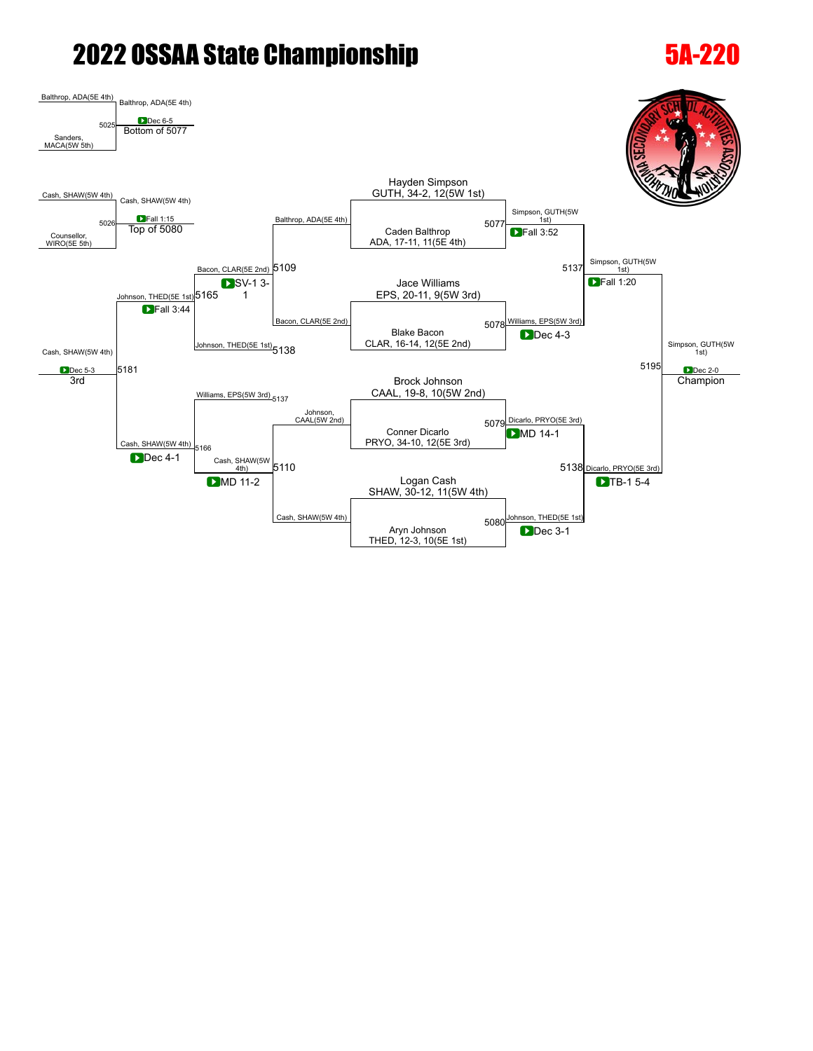# 2022 OSSAA State Championship

## 5A-220

### Championship Bracket

**Quarterfinals**

- Hayden Simpson, GUTH, 34-2, 12(5W 1st) vs. Caden Balthrop, ADA, 17-11, 11(5E 4th) — Match 5077: Simpson, GUTH(5W 1st) — Fall 3:52
- Jace Williams, EPS, 20-11, 9(5W 3rd) vs. Blake Bacon, CLAR, 16-14, 12(5E 2nd) — Match 5078: Williams, EPS(5W 3rd) — Dec 4-3
- Brock Johnson, CAAL, 19-8, 10(5W 2nd) vs. Conner Dicarlo, PRYO, 34-10, 12(5E 3rd) — Match 5079: Dicarlo, PRYO(5E 3rd) — MD 14-1
- Logan Cash, SHAW, 30-12, 11(5W 4th) vs. Aryn Johnson, THED, 12-3, 10(5E 1st) — Match 5080: Johnson, THED(5E 1st) — Dec 3-1

**Semifinals**

- Match 5137: Simpson, GUTH(5W 1st) def. Williams, EPS(5W 3rd) — Fall 1:20
- Match 5138: Dicarlo, PRYO(5E 3rd) def. Johnson, THED(5E 1st) — TB-1 5-4

**Final**

- Match 5195: Simpson, GUTH(5W 1st) — Dec 2-0 — **Champion**

### Consolation Bracket

**First Round**

- Match 5025: Balthrop, ADA(5E 4th) vs. Sanders, MACA(5W 5th) — Balthrop, ADA(5E 4th) — Dec 6-5 — Bottom of 5077
- Match 5026: Cash, SHAW(5W 4th) vs. Counsellor, WIRO(5E 5th) — Cash, SHAW(5W 4th) — Fall 1:15 — Top of 5080

**Consolation Round**

- Match 5109: Balthrop, ADA(5E 4th) vs. Bacon, CLAR(5E 2nd) — Bacon, CLAR(5E 2nd) — SV-1 3-1
- Match 5110: Johnson, CAAL(5W 2nd) vs. Cash, SHAW(5W 4th) — Cash, SHAW(5W 4th) — MD 11-2

**Consolation Semifinals**

- Match 5165: Bacon, CLAR(5E 2nd) vs. Johnson, THED(5E 1st) (loser of 5138) — Johnson, THED(5E 1st) — Fall 3:44
- Match 5166: Williams, EPS(5W 3rd) (loser of 5137) vs. Cash, SHAW(5W 4th) — Cash, SHAW(5W 4th) — Dec 4-1

**3rd Place**

- Match 5181: Johnson, THED(5E 1st) vs. Cash, SHAW(5W 4th) — Cash, SHAW(5W 4th) — Dec 5-3 — **3rd**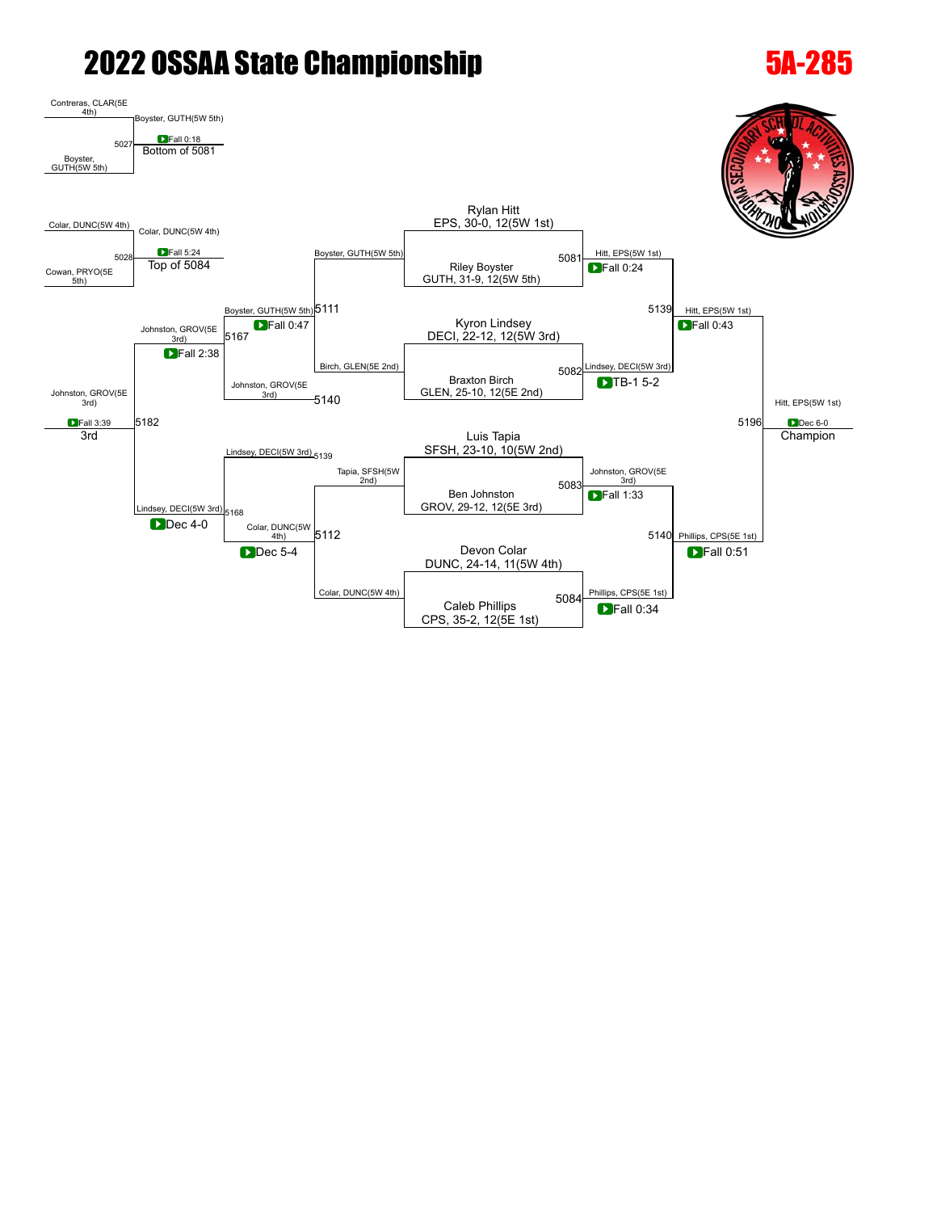# 2022 OSSAA State Championship

## 5A-285

Contreras, CLAR(5E 4th)

Boyster, GUTH(5W 5th)

5027 Boyster, GUTH(5W 5th)

Fall 0:18

Bottom of 5081

Colar, DUNC(5W 4th)

5028 Colar, DUNC(5W 4th)

Cowan, PRYO(5E 5th)

Fall 5:24

Top of 5084

Rylan Hitt
EPS, 30-0, 12(5W 1st)

Boyster, GUTH(5W 5th)

5081 Hitt, EPS(5W 1st)

Riley Boyster
GUTH, 31-9, 12(5W 5th)

Fall 0:24

Boyster, GUTH(5W 5th) 5111

Fall 0:47

5139 Hitt, EPS(5W 1st)

Fall 0:43

Johnston, GROV(5E 3rd) 5167

Fall 2:38

Kyron Lindsey
DECI, 22-12, 12(5W 3rd)

Birch, GLEN(5E 2nd)

5082 Lindsey, DECI(5W 3rd)

Braxton Birch
GLEN, 25-10, 12(5E 2nd)

TB-1 5-2

Johnston, GROV(5E 3rd) 5140

Johnston, GROV(5E 3rd)

Fall 3:39

5182

3rd

Hitt, EPS(5W 1st)

5196

Dec 6-0

Champion

Luis Tapia
SFSH, 23-10, 10(5W 2nd)

Lindsey, DECI(5W 3rd) 5139

Tapia, SFSH(5W 2nd)

5083 Johnston, GROV(5E 3rd)

Ben Johnston
GROV, 29-12, 12(5E 3rd)

Fall 1:33

Lindsey, DECI(5W 3rd) 5168

Dec 4-0

Colar, DUNC(5W 4th) 5112

Dec 5-4

5140 Phillips, CPS(5E 1st)

Fall 0:51

Devon Colar
DUNC, 24-14, 11(5W 4th)

Colar, DUNC(5W 4th)

5084 Phillips, CPS(5E 1st)

Caleb Phillips
CPS, 35-2, 12(5E 1st)

Fall 0:34